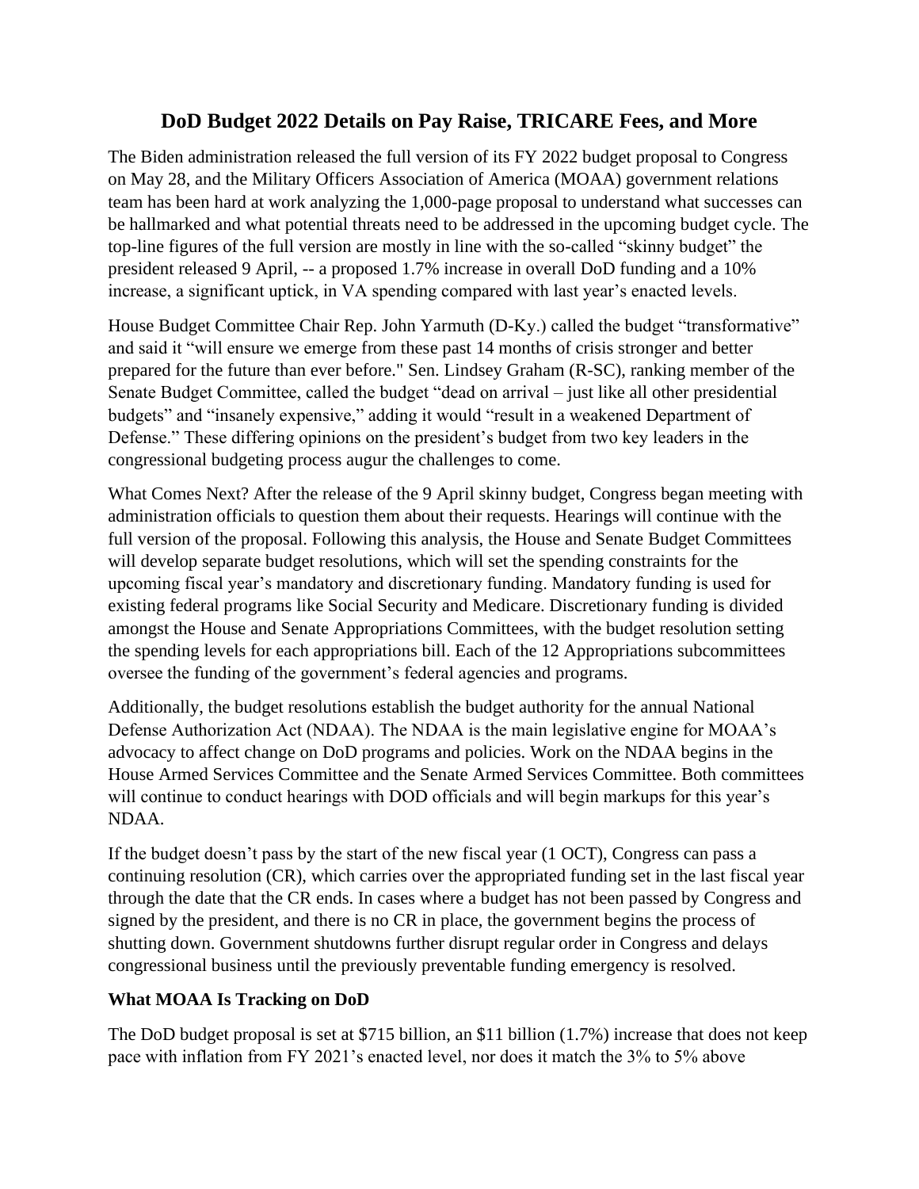# DoD Budget 2022 Details on Pay Raise, TRICARE Fees, and More

The Biden administration released the full version of its FY 2022 budget proposal to Congress on May 28, and the Military Officers Association of America (MOAA) government relations team has been hard at work analyzing the 1,000-page proposal to understand what successes can be hallmarked and what potential threats need to be addressed in the upcoming budget cycle. The top-line figures of the full version are mostly in line with the so-called "skinny budget" the president released 9 April, -- a proposed 1.7% increase in overall DoD funding and a 10% increase, a significant uptick, in VA spending compared with last year's enacted levels.

House Budget Committee Chair Rep. John Yarmuth (D-Ky.) called the budget "transformative" and said it "will ensure we emerge from these past 14 months of crisis stronger and better prepared for the future than ever before." Sen. Lindsey Graham (R-SC), ranking member of the Senate Budget Committee, called the budget "dead on arrival – just like all other presidential budgets" and "insanely expensive," adding it would "result in a weakened Department of Defense." These differing opinions on the president's budget from two key leaders in the congressional budgeting process augur the challenges to come.

What Comes Next? After the release of the 9 April skinny budget, Congress began meeting with administration officials to question them about their requests. Hearings will continue with the full version of the proposal. Following this analysis, the House and Senate Budget Committees will develop separate budget resolutions, which will set the spending constraints for the upcoming fiscal year's mandatory and discretionary funding. Mandatory funding is used for existing federal programs like Social Security and Medicare. Discretionary funding is divided amongst the House and Senate Appropriations Committees, with the budget resolution setting the spending levels for each appropriations bill. Each of the 12 Appropriations subcommittees oversee the funding of the government's federal agencies and programs.

Additionally, the budget resolutions establish the budget authority for the annual National Defense Authorization Act (NDAA). The NDAA is the main legislative engine for MOAA's advocacy to affect change on DoD programs and policies. Work on the NDAA begins in the House Armed Services Committee and the Senate Armed Services Committee. Both committees will continue to conduct hearings with DOD officials and will begin markups for this year's NDAA.

If the budget doesn't pass by the start of the new fiscal year (1 OCT), Congress can pass a continuing resolution (CR), which carries over the appropriated funding set in the last fiscal year through the date that the CR ends. In cases where a budget has not been passed by Congress and signed by the president, and there is no CR in place, the government begins the process of shutting down. Government shutdowns further disrupt regular order in Congress and delays congressional business until the previously preventable funding emergency is resolved.

**What MOAA Is Tracking on DoD**

The DoD budget proposal is set at $715 billion, an $11 billion (1.7%) increase that does not keep pace with inflation from FY 2021's enacted level, nor does it match the 3% to 5% above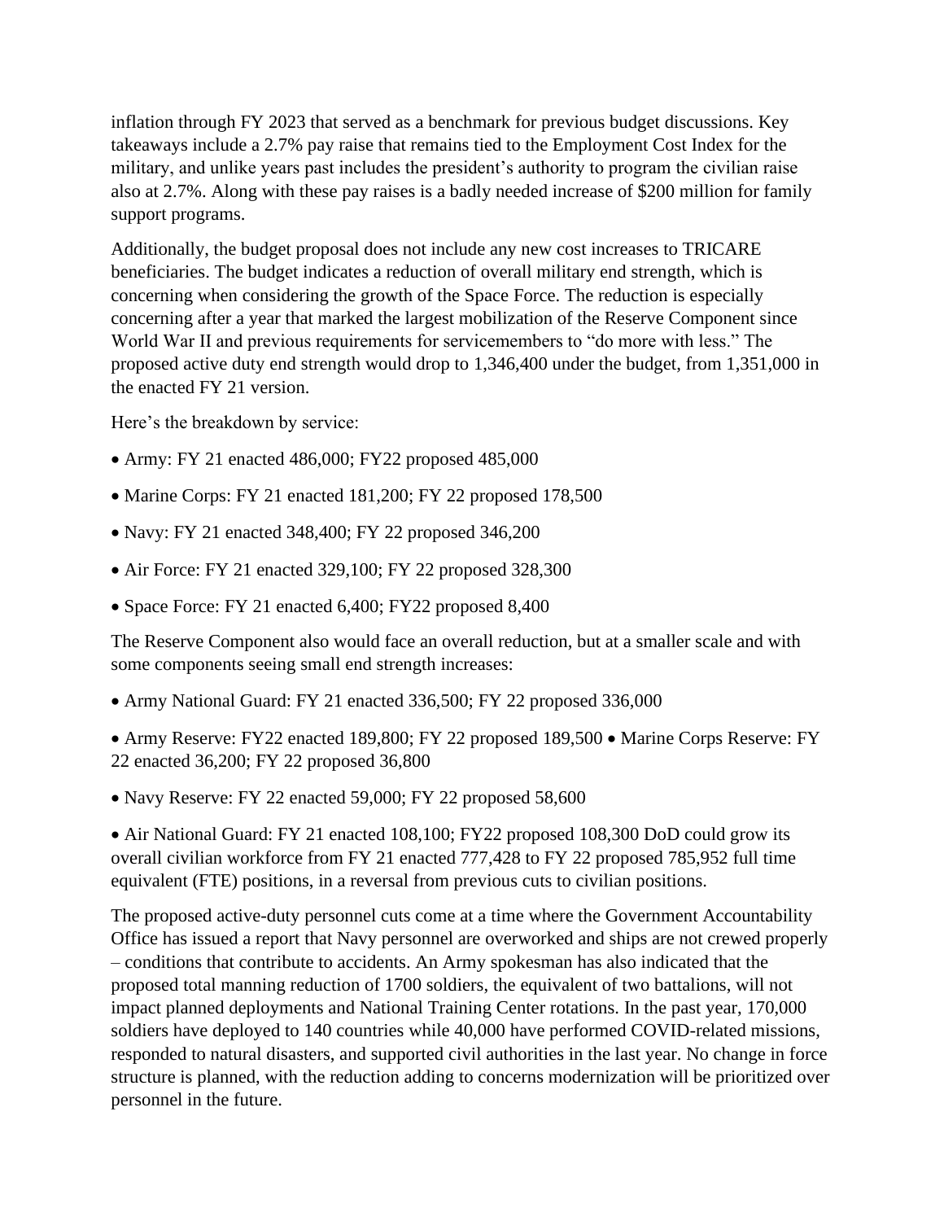inflation through FY 2023 that served as a benchmark for previous budget discussions. Key takeaways include a 2.7% pay raise that remains tied to the Employment Cost Index for the military, and unlike years past includes the president's authority to program the civilian raise also at 2.7%. Along with these pay raises is a badly needed increase of $200 million for family support programs.

Additionally, the budget proposal does not include any new cost increases to TRICARE beneficiaries. The budget indicates a reduction of overall military end strength, which is concerning when considering the growth of the Space Force. The reduction is especially concerning after a year that marked the largest mobilization of the Reserve Component since World War II and previous requirements for servicemembers to "do more with less." The proposed active duty end strength would drop to 1,346,400 under the budget, from 1,351,000 in the enacted FY 21 version.

Here's the breakdown by service:

- Army: FY 21 enacted 486,000; FY22 proposed 485,000
- Marine Corps: FY 21 enacted 181,200; FY 22 proposed 178,500
- Navy: FY 21 enacted 348,400; FY 22 proposed 346,200
- Air Force: FY 21 enacted 329,100; FY 22 proposed 328,300
- Space Force: FY 21 enacted 6,400; FY22 proposed 8,400

The Reserve Component also would face an overall reduction, but at a smaller scale and with some components seeing small end strength increases:

- Army National Guard: FY 21 enacted 336,500; FY 22 proposed 336,000
- Army Reserve: FY22 enacted 189,800; FY 22 proposed 189,500 • Marine Corps Reserve: FY 22 enacted 36,200; FY 22 proposed 36,800
- Navy Reserve: FY 22 enacted 59,000; FY 22 proposed 58,600
- Air National Guard: FY 21 enacted 108,100; FY22 proposed 108,300 DoD could grow its overall civilian workforce from FY 21 enacted 777,428 to FY 22 proposed 785,952 full time equivalent (FTE) positions, in a reversal from previous cuts to civilian positions.

The proposed active-duty personnel cuts come at a time where the Government Accountability Office has issued a report that Navy personnel are overworked and ships are not crewed properly – conditions that contribute to accidents. An Army spokesman has also indicated that the proposed total manning reduction of 1700 soldiers, the equivalent of two battalions, will not impact planned deployments and National Training Center rotations. In the past year, 170,000 soldiers have deployed to 140 countries while 40,000 have performed COVID-related missions, responded to natural disasters, and supported civil authorities in the last year. No change in force structure is planned, with the reduction adding to concerns modernization will be prioritized over personnel in the future.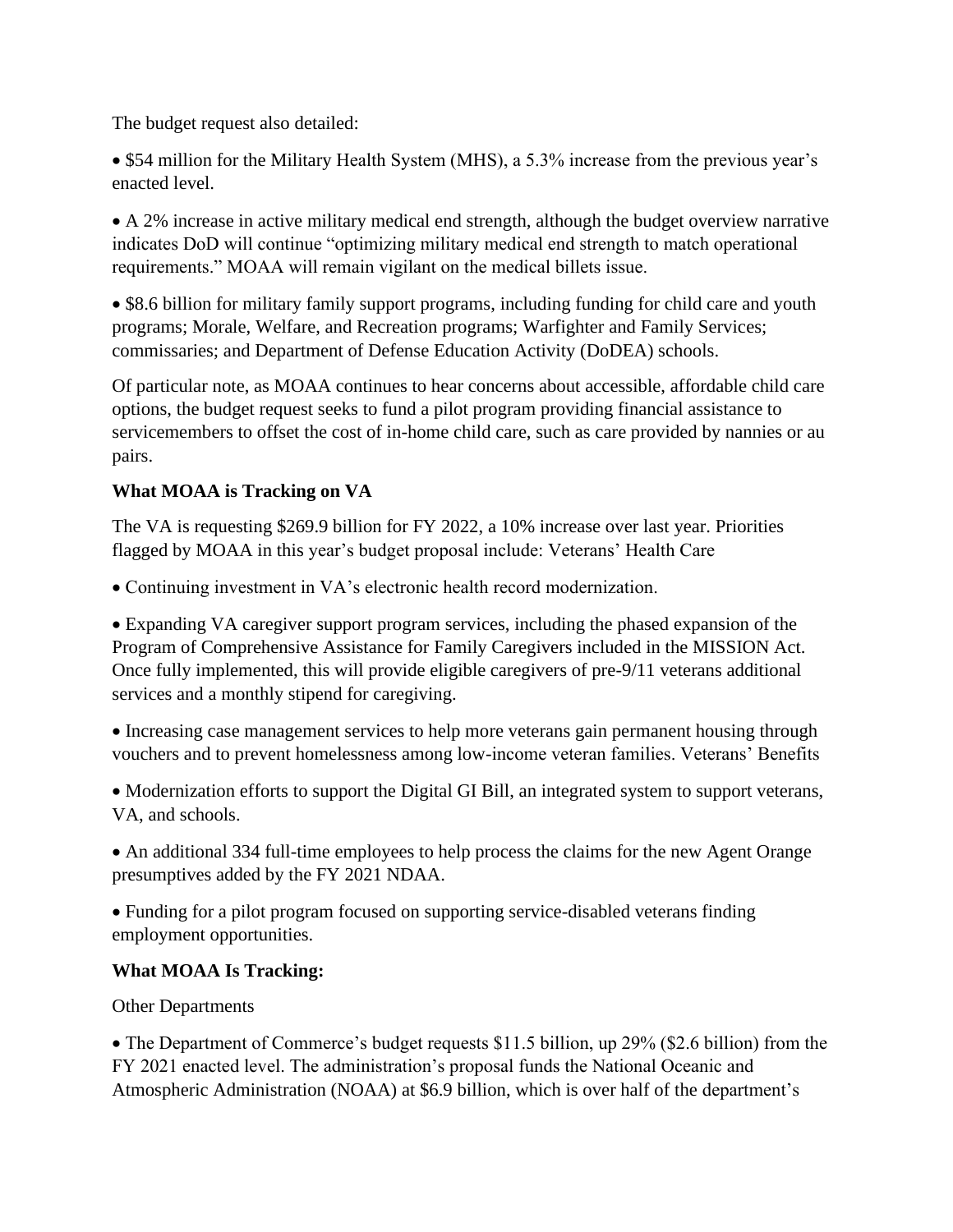The budget request also detailed:

- $54 million for the Military Health System (MHS), a 5.3% increase from the previous year's enacted level.

- A 2% increase in active military medical end strength, although the budget overview narrative indicates DoD will continue "optimizing military medical end strength to match operational requirements." MOAA will remain vigilant on the medical billets issue.

- $8.6 billion for military family support programs, including funding for child care and youth programs; Morale, Welfare, and Recreation programs; Warfighter and Family Services; commissaries; and Department of Defense Education Activity (DoDEA) schools.

Of particular note, as MOAA continues to hear concerns about accessible, affordable child care options, the budget request seeks to fund a pilot program providing financial assistance to servicemembers to offset the cost of in-home child care, such as care provided by nannies or au pairs.

**What MOAA is Tracking on VA**

The VA is requesting $269.9 billion for FY 2022, a 10% increase over last year. Priorities flagged by MOAA in this year's budget proposal include: Veterans' Health Care

- Continuing investment in VA's electronic health record modernization.

- Expanding VA caregiver support program services, including the phased expansion of the Program of Comprehensive Assistance for Family Caregivers included in the MISSION Act. Once fully implemented, this will provide eligible caregivers of pre-9/11 veterans additional services and a monthly stipend for caregiving.

- Increasing case management services to help more veterans gain permanent housing through vouchers and to prevent homelessness among low-income veteran families. Veterans' Benefits

- Modernization efforts to support the Digital GI Bill, an integrated system to support veterans, VA, and schools.

- An additional 334 full-time employees to help process the claims for the new Agent Orange presumptives added by the FY 2021 NDAA.

- Funding for a pilot program focused on supporting service-disabled veterans finding employment opportunities.

**What MOAA Is Tracking:**

Other Departments

- The Department of Commerce's budget requests $11.5 billion, up 29% ($2.6 billion) from the FY 2021 enacted level. The administration's proposal funds the National Oceanic and Atmospheric Administration (NOAA) at $6.9 billion, which is over half of the department's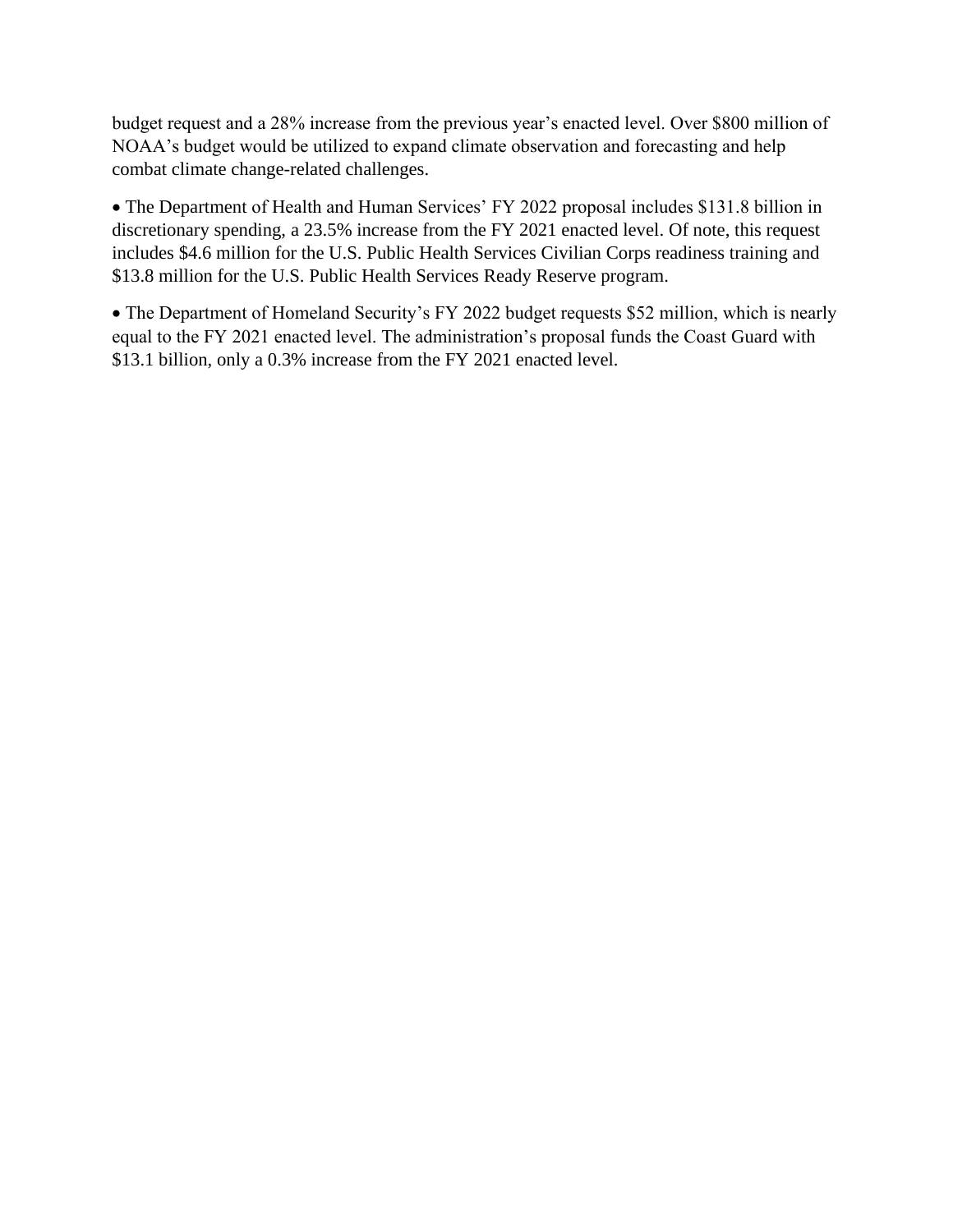budget request and a 28% increase from the previous year's enacted level. Over $800 million of NOAA's budget would be utilized to expand climate observation and forecasting and help combat climate change-related challenges.

- The Department of Health and Human Services' FY 2022 proposal includes $131.8 billion in discretionary spending, a 23.5% increase from the FY 2021 enacted level. Of note, this request includes $4.6 million for the U.S. Public Health Services Civilian Corps readiness training and $13.8 million for the U.S. Public Health Services Ready Reserve program.

- The Department of Homeland Security's FY 2022 budget requests $52 million, which is nearly equal to the FY 2021 enacted level. The administration's proposal funds the Coast Guard with $13.1 billion, only a 0.3% increase from the FY 2021 enacted level.